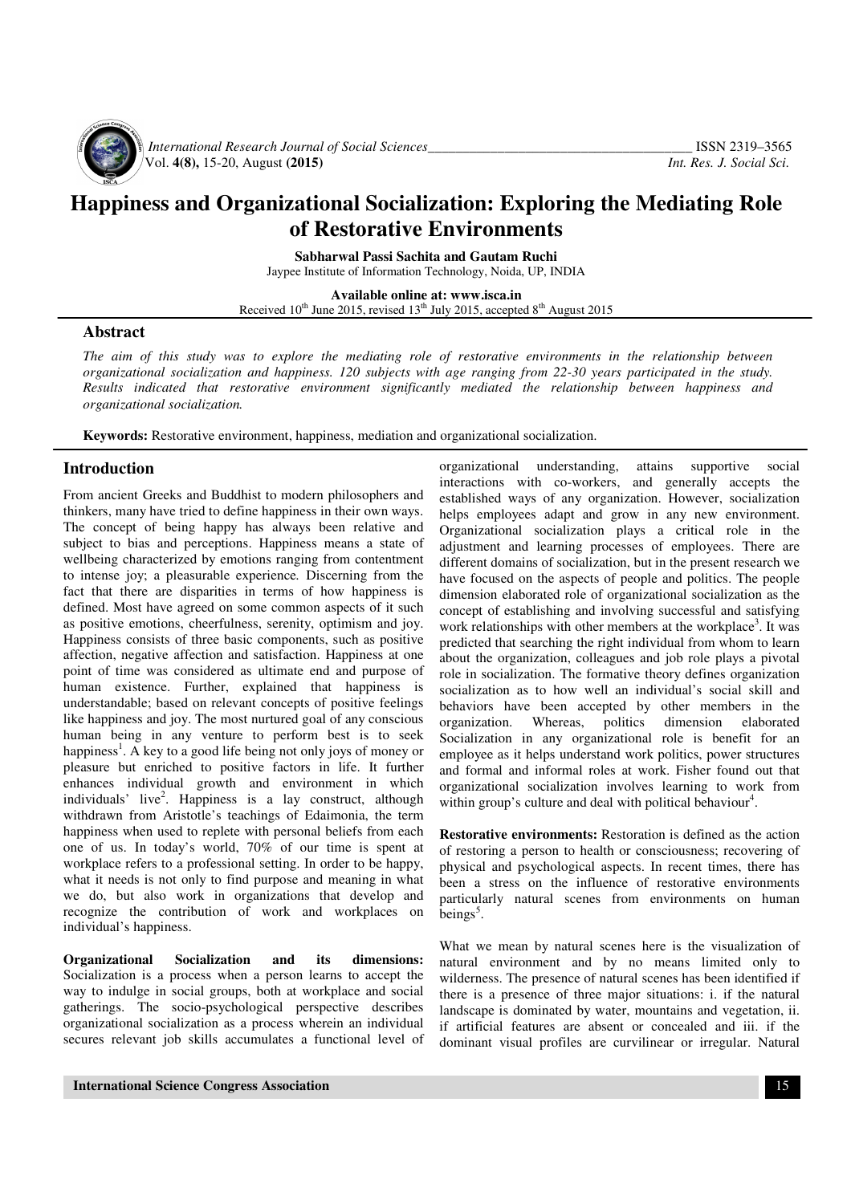# Happiness and Organizational Socialization: Exploring the Mediating Role of Restorative Environments

**Sabharwal Passi Sachita and Gautam Ruchi**
Jaypee Institute of Information Technology, Noida, UP, INDIA

**Available online at: www.isca.in**
Received 10th June 2015, revised 13th July 2015, accepted 8th August 2015

## Abstract

*The aim of this study was to explore the mediating role of restorative environments in the relationship between organizational socialization and happiness. 120 subjects with age ranging from 22-30 years participated in the study. Results indicated that restorative environment significantly mediated the relationship between happiness and organizational socialization.*

**Keywords:** Restorative environment, happiness, mediation and organizational socialization.

## Introduction

From ancient Greeks and Buddhist to modern philosophers and thinkers, many have tried to define happiness in their own ways. The concept of being happy has always been relative and subject to bias and perceptions. Happiness means a state of wellbeing characterized by emotions ranging from contentment to intense joy; a pleasurable experience. Discerning from the fact that there are disparities in terms of how happiness is defined. Most have agreed on some common aspects of it such as positive emotions, cheerfulness, serenity, optimism and joy. Happiness consists of three basic components, such as positive affection, negative affection and satisfaction. Happiness at one point of time was considered as ultimate end and purpose of human existence. Further, explained that happiness is understandable; based on relevant concepts of positive feelings like happiness and joy. The most nurtured goal of any conscious human being in any venture to perform best is to seek happiness[1]. A key to a good life being not only joys of money or pleasure but enriched to positive factors in life. It further enhances individual growth and environment in which individuals' live[2]. Happiness is a lay construct, although withdrawn from Aristotle's teachings of Edaimonia, the term happiness when used to replete with personal beliefs from each one of us. In today's world, 70% of our time is spent at workplace refers to a professional setting. In order to be happy, what it needs is not only to find purpose and meaning in what we do, but also work in organizations that develop and recognize the contribution of work and workplaces on individual's happiness.

**Organizational Socialization and its dimensions:** Socialization is a process when a person learns to accept the way to indulge in social groups, both at workplace and social gatherings. The socio-psychological perspective describes organizational socialization as a process wherein an individual secures relevant job skills accumulates a functional level of organizational understanding, attains supportive social interactions with co-workers, and generally accepts the established ways of any organization. However, socialization helps employees adapt and grow in any new environment. Organizational socialization plays a critical role in the adjustment and learning processes of employees. There are different domains of socialization, but in the present research we have focused on the aspects of people and politics. The people dimension elaborated role of organizational socialization as the concept of establishing and involving successful and satisfying work relationships with other members at the workplace[3]. It was predicted that searching the right individual from whom to learn about the organization, colleagues and job role plays a pivotal role in socialization. The formative theory defines organization socialization as to how well an individual's social skill and behaviors have been accepted by other members in the organization. Whereas, politics dimension elaborated Socialization in any organizational role is benefit for an employee as it helps understand work politics, power structures and formal and informal roles at work. Fisher found out that organizational socialization involves learning to work from within group's culture and deal with political behaviour[4].

**Restorative environments:** Restoration is defined as the action of restoring a person to health or consciousness; recovering of physical and psychological aspects. In recent times, there has been a stress on the influence of restorative environments particularly natural scenes from environments on human beings[5].

What we mean by natural scenes here is the visualization of natural environment and by no means limited only to wilderness. The presence of natural scenes has been identified if there is a presence of three major situations: i. if the natural landscape is dominated by water, mountains and vegetation, ii. if artificial features are absent or concealed and iii. if the dominant visual profiles are curvilinear or irregular. Natural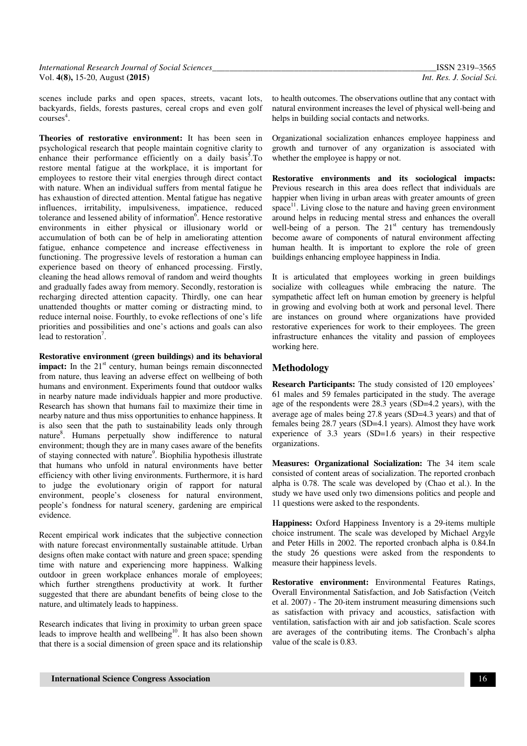scenes include parks and open spaces, streets, vacant lots, backyards, fields, forests pastures, cereal crops and even golf courses[4].

**Theories of restorative environment:** It has been seen in psychological research that people maintain cognitive clarity to enhance their performance efficiently on a daily basis[5].To restore mental fatigue at the workplace, it is important for employees to restore their vital energies through direct contact with nature. When an individual suffers from mental fatigue he has exhaustion of directed attention. Mental fatigue has negative influences, irritability, impulsiveness, impatience, reduced tolerance and lessened ability of information[6]. Hence restorative environments in either physical or illusionary world or accumulation of both can be of help in ameliorating attention fatigue, enhance competence and increase effectiveness in functioning. The progressive levels of restoration a human can experience based on theory of enhanced processing. Firstly, cleaning the head allows removal of random and weird thoughts and gradually fades away from memory. Secondly, restoration is recharging directed attention capacity. Thirdly, one can hear unattended thoughts or matter coming or distracting mind, to reduce internal noise. Fourthly, to evoke reflections of one's life priorities and possibilities and one's actions and goals can also lead to restoration[7].

**Restorative environment (green buildings) and its behavioral impact:** In the 21[st] century, human beings remain disconnected from nature, thus leaving an adverse effect on wellbeing of both humans and environment. Experiments found that outdoor walks in nearby nature made individuals happier and more productive. Research has shown that humans fail to maximize their time in nearby nature and thus miss opportunities to enhance happiness. It is also seen that the path to sustainability leads only through nature[8]. Humans perpetually show indifference to natural environment; though they are in many cases aware of the benefits of staying connected with nature[9]. Biophilia hypothesis illustrate that humans who unfold in natural environments have better efficiency with other living environments. Furthermore, it is hard to judge the evolutionary origin of rapport for natural environment, people's closeness for natural environment, people's fondness for natural scenery, gardening are empirical evidence.

Recent empirical work indicates that the subjective connection with nature forecast environmentally sustainable attitude. Urban designs often make contact with nature and green space; spending time with nature and experiencing more happiness. Walking outdoor in green workplace enhances morale of employees; which further strengthens productivity at work. It further suggested that there are abundant benefits of being close to the nature, and ultimately leads to happiness.

Research indicates that living in proximity to urban green space leads to improve health and wellbeing[10]. It has also been shown that there is a social dimension of green space and its relationship to health outcomes. The observations outline that any contact with natural environment increases the level of physical well-being and helps in building social contacts and networks.

Organizational socialization enhances employee happiness and growth and turnover of any organization is associated with whether the employee is happy or not.

**Restorative environments and its sociological impacts:** Previous research in this area does reflect that individuals are happier when living in urban areas with greater amounts of green space[11]. Living close to the nature and having green environment around helps in reducing mental stress and enhances the overall well-being of a person. The 21[st] century has tremendously become aware of components of natural environment affecting human health. It is important to explore the role of green buildings enhancing employee happiness in India.

It is articulated that employees working in green buildings socialize with colleagues while embracing the nature. The sympathetic affect left on human emotion by greenery is helpful in growing and evolving both at work and personal level. There are instances on ground where organizations have provided restorative experiences for work to their employees. The green infrastructure enhances the vitality and passion of employees working here.

## Methodology

**Research Participants:** The study consisted of 120 employees' 61 males and 59 females participated in the study. The average age of the respondents were 28.3 years (SD=4.2 years), with the average age of males being 27.8 years (SD=4.3 years) and that of females being 28.7 years (SD=4.1 years). Almost they have work experience of 3.3 years (SD=1.6 years) in their respective organizations.

**Measures: Organizational Socialization:** The 34 item scale consisted of content areas of socialization. The reported cronbach alpha is 0.78. The scale was developed by (Chao et al.). In the study we have used only two dimensions politics and people and 11 questions were asked to the respondents.

**Happiness:** Oxford Happiness Inventory is a 29-items multiple choice instrument. The scale was developed by Michael Argyle and Peter Hills in 2002. The reported cronbach alpha is 0.84.In the study 26 questions were asked from the respondents to measure their happiness levels.

**Restorative environment:** Environmental Features Ratings, Overall Environmental Satisfaction, and Job Satisfaction (Veitch et al. 2007) - The 20-item instrument measuring dimensions such as satisfaction with privacy and acoustics, satisfaction with ventilation, satisfaction with air and job satisfaction. Scale scores are averages of the contributing items. The Cronbach's alpha value of the scale is 0.83.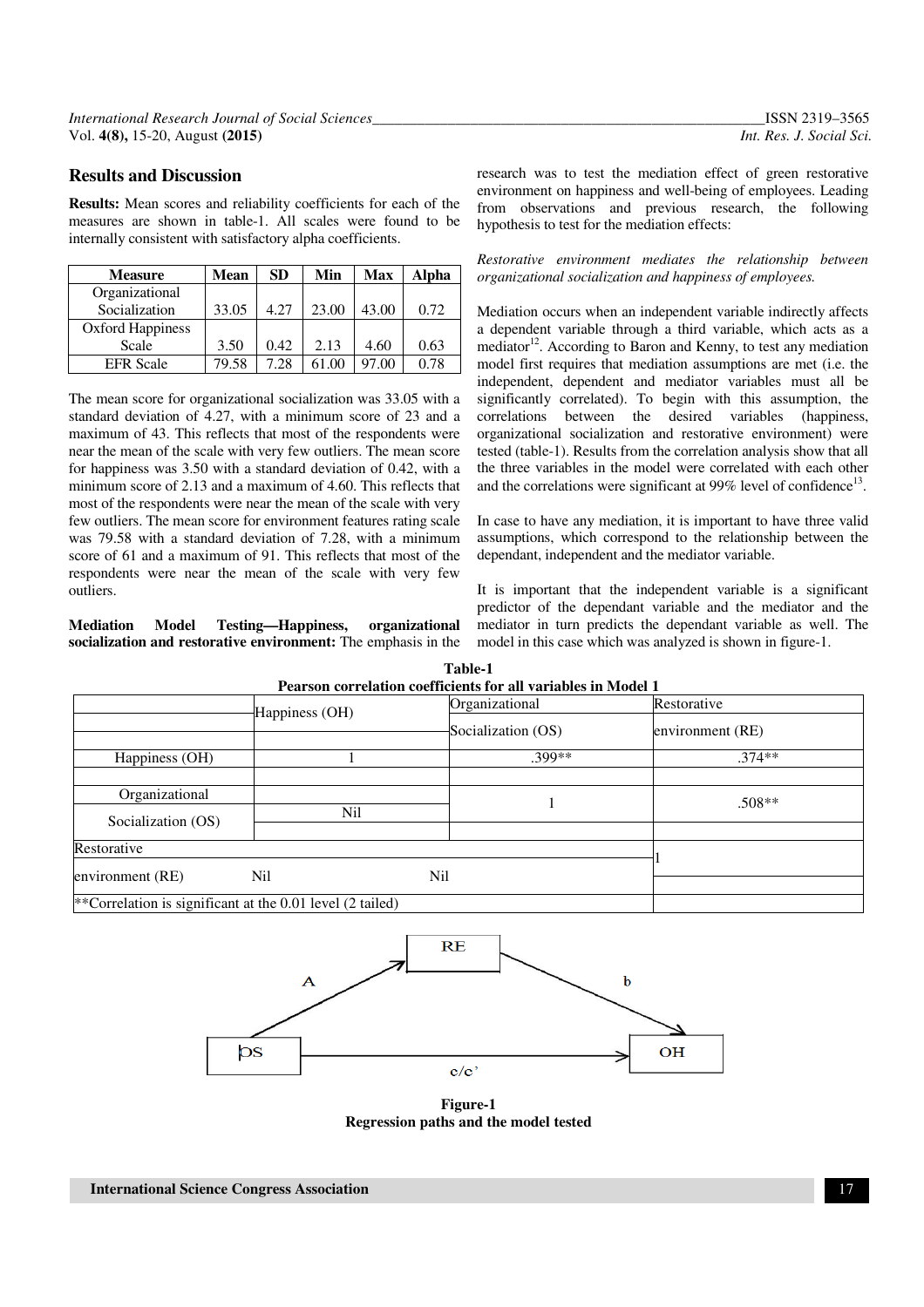## Results and Discussion

**Results:** Mean scores and reliability coefficients for each of the measures are shown in table-1. All scales were found to be internally consistent with satisfactory alpha coefficients.

| Measure | Mean | SD | Min | Max | Alpha |
|---|---|---|---|---|---|
| Organizational Socialization | 33.05 | 4.27 | 23.00 | 43.00 | 0.72 |
| Oxford Happiness Scale | 3.50 | 0.42 | 2.13 | 4.60 | 0.63 |
| EFR Scale | 79.58 | 7.28 | 61.00 | 97.00 | 0.78 |

The mean score for organizational socialization was 33.05 with a standard deviation of 4.27, with a minimum score of 23 and a maximum of 43. This reflects that most of the respondents were near the mean of the scale with very few outliers. The mean score for happiness was 3.50 with a standard deviation of 0.42, with a minimum score of 2.13 and a maximum of 4.60. This reflects that most of the respondents were near the mean of the scale with very few outliers. The mean score for environment features rating scale was 79.58 with a standard deviation of 7.28, with a minimum score of 61 and a maximum of 91. This reflects that most of the respondents were near the mean of the scale with very few outliers.

**Mediation Model Testing—Happiness, organizational socialization and restorative environment:** The emphasis in the research was to test the mediation effect of green restorative environment on happiness and well-being of employees. Leading from observations and previous research, the following hypothesis to test for the mediation effects:

*Restorative environment mediates the relationship between organizational socialization and happiness of employees.*

Mediation occurs when an independent variable indirectly affects a dependent variable through a third variable, which acts as a mediator[12]. According to Baron and Kenny, to test any mediation model first requires that mediation assumptions are met (i.e. the independent, dependent and mediator variables must all be significantly correlated). To begin with this assumption, the correlations between the desired variables (happiness, organizational socialization and restorative environment) were tested (table-1). Results from the correlation analysis show that all the three variables in the model were correlated with each other and the correlations were significant at 99% level of confidence[13].

In case to have any mediation, it is important to have three valid assumptions, which correspond to the relationship between the dependant, independent and the mediator variable.

It is important that the independent variable is a significant predictor of the dependant variable and the mediator and the mediator in turn predicts the dependant variable as well. The model in this case which was analyzed is shown in figure-1.

**Table-1**
**Pearson correlation coefficients for all variables in Model 1**

| | Happiness (OH) | Organizational Socialization (OS) | Restorative environment (RE) |
|---|---|---|---|
| Happiness (OH) | 1 | .399** | .374** |
| Organizational Socialization (OS) | Nil | 1 | .508** |
| Restorative environment (RE) | Nil | Nil | 1 |
| **Correlation is significant at the 0.01 level (2 tailed) | | | |

**Figure-1**
**Regression paths and the model tested**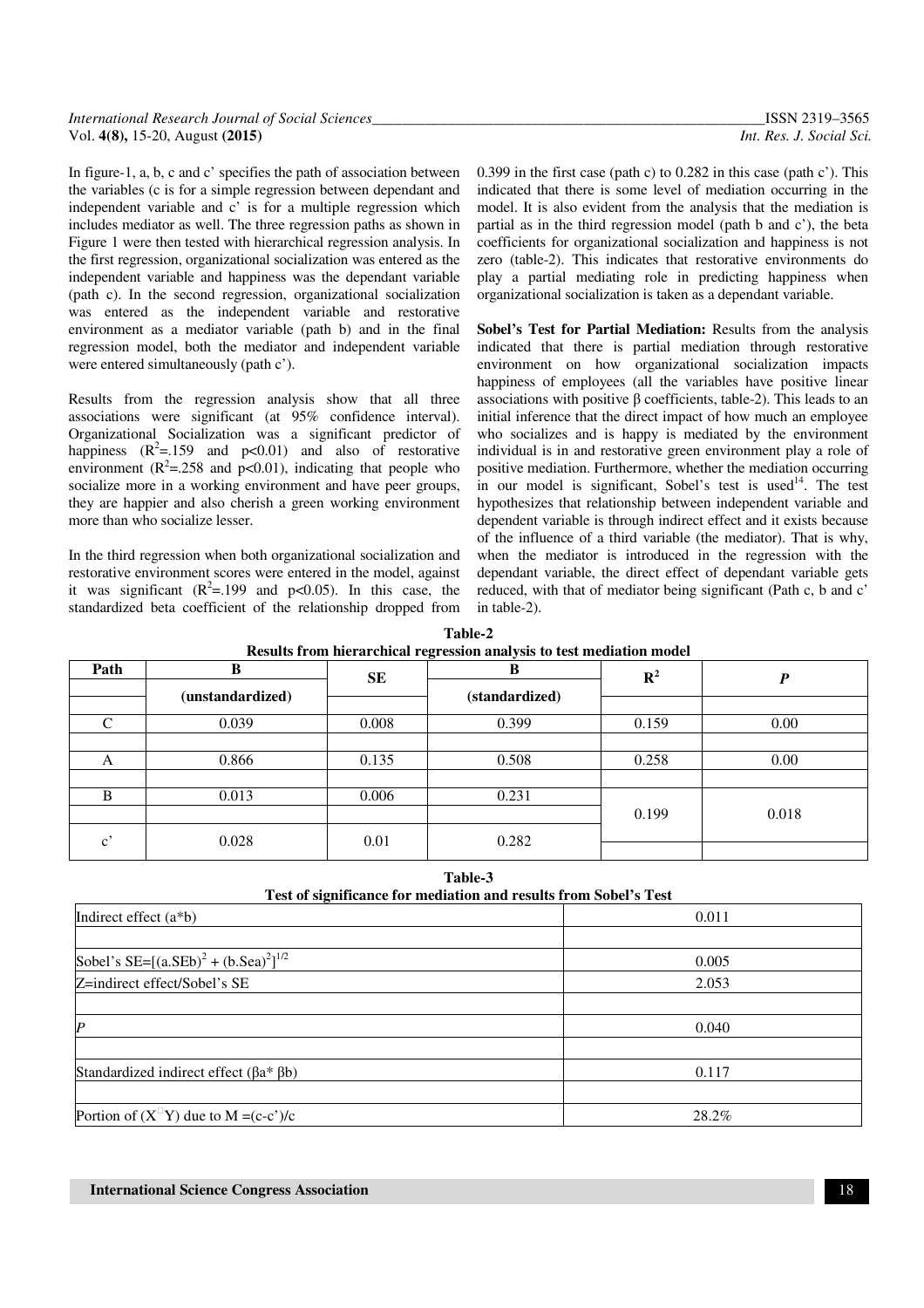In figure-1, a, b, c and c' specifies the path of association between the variables (c is for a simple regression between dependant and independent variable and c' is for a multiple regression which includes mediator as well. The three regression paths as shown in Figure 1 were then tested with hierarchical regression analysis. In the first regression, organizational socialization was entered as the independent variable and happiness was the dependant variable (path c). In the second regression, organizational socialization was entered as the independent variable and restorative environment as a mediator variable (path b) and in the final regression model, both the mediator and independent variable were entered simultaneously (path c').

Results from the regression analysis show that all three associations were significant (at 95% confidence interval). Organizational Socialization was a significant predictor of happiness ($R^2$=.159 and p<0.01) and also of restorative environment ($R^2$=.258 and p<0.01), indicating that people who socialize more in a working environment and have peer groups, they are happier and also cherish a green working environment more than who socialize lesser.

In the third regression when both organizational socialization and restorative environment scores were entered in the model, against it was significant ($R^2$=.199 and p<0.05). In this case, the standardized beta coefficient of the relationship dropped from 0.399 in the first case (path c) to 0.282 in this case (path c'). This indicated that there is some level of mediation occurring in the model. It is also evident from the analysis that the mediation is partial as in the third regression model (path b and c'), the beta coefficients for organizational socialization and happiness is not zero (table-2). This indicates that restorative environments do play a partial mediating role in predicting happiness when organizational socialization is taken as a dependant variable.

**Sobel's Test for Partial Mediation:** Results from the analysis indicated that there is partial mediation through restorative environment on how organizational socialization impacts happiness of employees (all the variables have positive linear associations with positive β coefficients, table-2). This leads to an initial inference that the direct impact of how much an employee who socializes and is happy is mediated by the environment individual is in and restorative green environment play a role of positive mediation. Furthermore, whether the mediation occurring in our model is significant, Sobel's test is used[14]. The test hypothesizes that relationship between independent variable and dependent variable is through indirect effect and it exists because of the influence of a third variable (the mediator). That is why, when the mediator is introduced in the regression with the dependant variable, the direct effect of dependant variable gets reduced, with that of mediator being significant (Path c, b and c' in table-2).

**Table-2**
**Results from hierarchical regression analysis to test mediation model**

| Path | B (unstandardized) | SE | Β (standardized) | $R^2$ | *P* |
|---|---|---|---|---|---|
| C | 0.039 | 0.008 | 0.399 | 0.159 | 0.00 |
| A | 0.866 | 0.135 | 0.508 | 0.258 | 0.00 |
| B | 0.013 | 0.006 | 0.231 | 0.199 | 0.018 |
| c' | 0.028 | 0.01 | 0.282 | | |

**Table-3**
**Test of significance for mediation and results from Sobel's Test**

| | |
|---|---|
| Indirect effect (a*b) | 0.011 |
| Sobel's SE=$[(a.SEb)^2 + (b.Sea)^2]^{1/2}$ | 0.005 |
| Z=indirect effect/Sobel's SE | 2.053 |
| *P* | 0.040 |
| Standardized indirect effect (βa* βb) | 0.117 |
| Portion of (X→Y) due to M =(c-c')/c | 28.2% |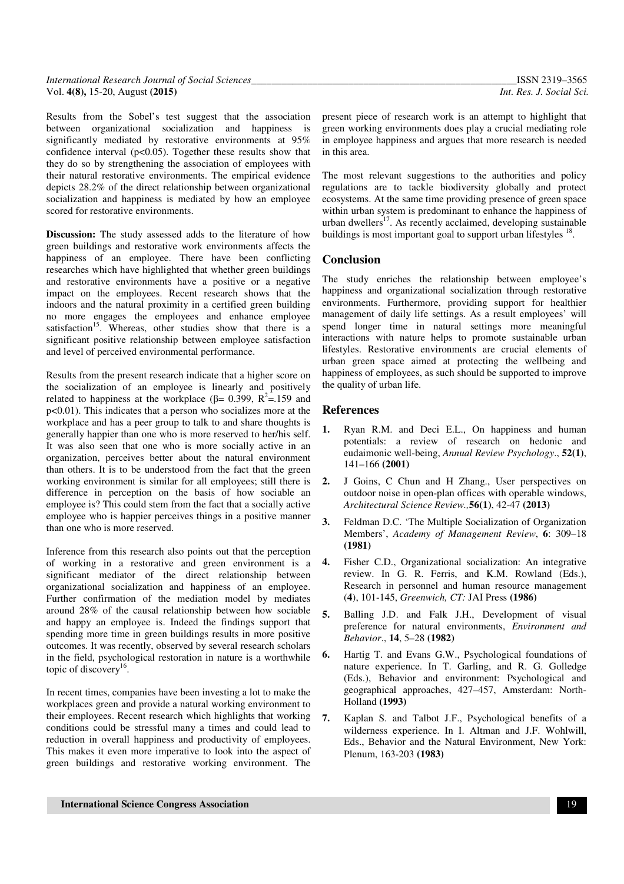Results from the Sobel's test suggest that the association between organizational socialization and happiness is significantly mediated by restorative environments at 95% confidence interval ($p<0.05$). Together these results show that they do so by strengthening the association of employees with their natural restorative environments. The empirical evidence depicts 28.2% of the direct relationship between organizational socialization and happiness is mediated by how an employee scored for restorative environments.

**Discussion:** The study assessed adds to the literature of how green buildings and restorative work environments affects the happiness of an employee. There have been conflicting researches which have highlighted that whether green buildings and restorative environments have a positive or a negative impact on the employees. Recent research shows that the indoors and the natural proximity in a certified green building no more engages the employees and enhance employee satisfaction[15]. Whereas, other studies show that there is a significant positive relationship between employee satisfaction and level of perceived environmental performance.

Results from the present research indicate that a higher score on the socialization of an employee is linearly and positively related to happiness at the workplace ($\beta = 0.399$, $R^2=.159$ and $p<0.01$). This indicates that a person who socializes more at the workplace and has a peer group to talk to and share thoughts is generally happier than one who is more reserved to her/his self. It was also seen that one who is more socially active in an organization, perceives better about the natural environment than others. It is to be understood from the fact that the green working environment is similar for all employees; still there is difference in perception on the basis of how sociable an employee is? This could stem from the fact that a socially active employee who is happier perceives things in a positive manner than one who is more reserved.

Inference from this research also points out that the perception of working in a restorative and green environment is a significant mediator of the direct relationship between organizational socialization and happiness of an employee. Further confirmation of the mediation model by mediates around 28% of the causal relationship between how sociable and happy an employee is. Indeed the findings support that spending more time in green buildings results in more positive outcomes. It was recently, observed by several research scholars in the field, psychological restoration in nature is a worthwhile topic of discovery[16].

In recent times, companies have been investing a lot to make the workplaces green and provide a natural working environment to their employees. Recent research which highlights that working conditions could be stressful many a times and could lead to reduction in overall happiness and productivity of employees. This makes it even more imperative to look into the aspect of green buildings and restorative working environment. The present piece of research work is an attempt to highlight that green working environments does play a crucial mediating role in employee happiness and argues that more research is needed in this area.

The most relevant suggestions to the authorities and policy regulations are to tackle biodiversity globally and protect ecosystems. At the same time providing presence of green space within urban system is predominant to enhance the happiness of urban dwellers[17]. As recently acclaimed, developing sustainable buildings is most important goal to support urban lifestyles [18].

## Conclusion

The study enriches the relationship between employee's happiness and organizational socialization through restorative environments. Furthermore, providing support for healthier management of daily life settings. As a result employees' will spend longer time in natural settings more meaningful interactions with nature helps to promote sustainable urban lifestyles. Restorative environments are crucial elements of urban green space aimed at protecting the wellbeing and happiness of employees, as such should be supported to improve the quality of urban life.

## References

1. Ryan R.M. and Deci E.L., On happiness and human potentials: a review of research on hedonic and eudaimonic well-being, *Annual Review Psychology*., **52(1)**, 141–166 **(2001)**

2. J Goins, C Chun and H Zhang., User perspectives on outdoor noise in open-plan offices with operable windows, *Architectural Science Review.*,**56(1)**, 42-47 **(2013)**

3. Feldman D.C. 'The Multiple Socialization of Organization Members', *Academy of Management Review*, **6**: 309–18 **(1981)**

4. Fisher C.D., Organizational socialization: An integrative review. In G. R. Ferris, and K.M. Rowland (Eds.), Research in personnel and human resource management (**4**), 101-145, *Greenwich, CT:* JAI Press **(1986)**

5. Balling J.D. and Falk J.H., Development of visual preference for natural environments, *Environment and Behavior*., **14**, 5–28 **(1982)**

6. Hartig T. and Evans G.W., Psychological foundations of nature experience. In T. Garling, and R. G. Golledge (Eds.), Behavior and environment: Psychological and geographical approaches, 427–457, Amsterdam: North-Holland **(1993)**

7. Kaplan S. and Talbot J.F., Psychological benefits of a wilderness experience. In I. Altman and J.F. Wohlwill, Eds., Behavior and the Natural Environment, New York: Plenum, 163-203 **(1983)**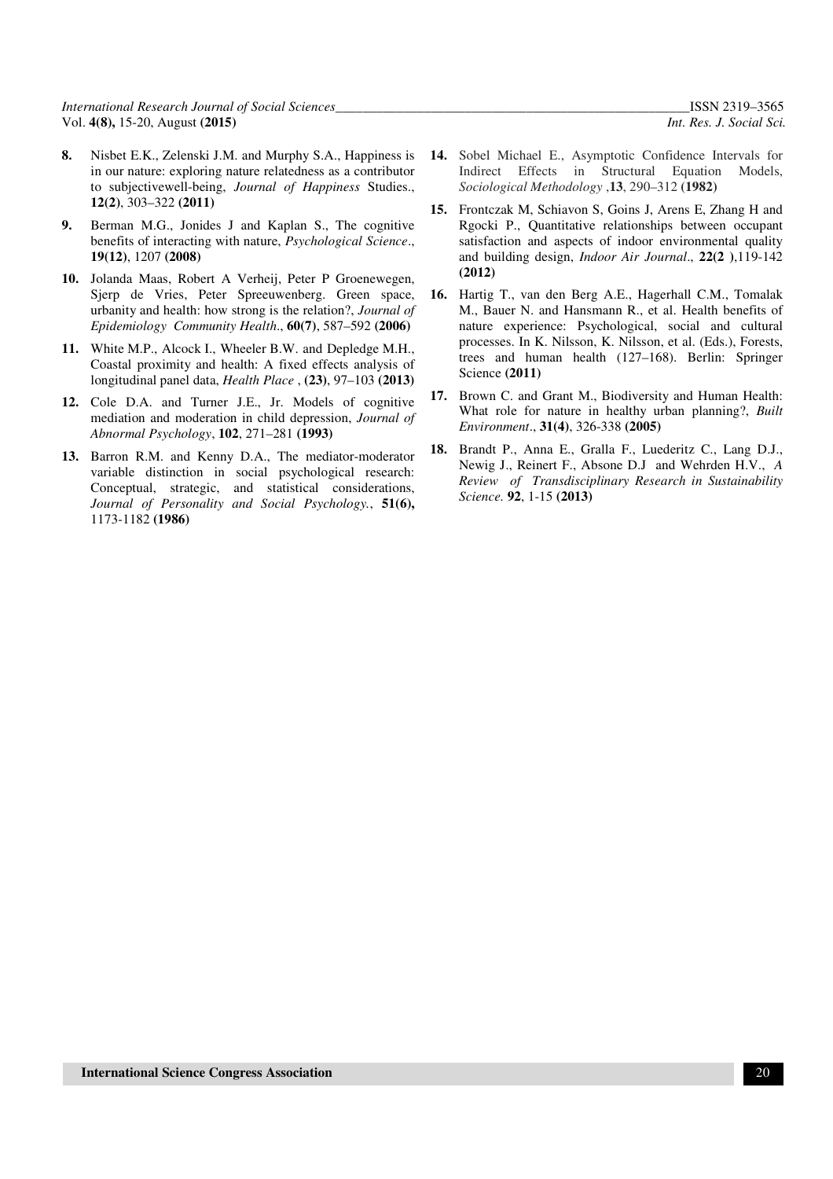8. Nisbet E.K., Zelenski J.M. and Murphy S.A., Happiness is in our nature: exploring nature relatedness as a contributor to subjectivewell-being, *Journal of Happiness* Studies., **12(2)**, 303–322 **(2011)**

9. Berman M.G., Jonides J and Kaplan S., The cognitive benefits of interacting with nature, *Psychological Science*., **19(12)**, 1207 **(2008)**

10. Jolanda Maas, Robert A Verheij, Peter P Groenewegen, Sjerp de Vries, Peter Spreeuwenberg. Green space, urbanity and health: how strong is the relation?, *Journal of Epidemiology Community Health*., **60(7)**, 587–592 **(2006)**

11. White M.P., Alcock I., Wheeler B.W. and Depledge M.H., Coastal proximity and health: A fixed effects analysis of longitudinal panel data, *Health Place* , **(23)**, 97–103 **(2013)**

12. Cole D.A. and Turner J.E., Jr. Models of cognitive mediation and moderation in child depression, *Journal of Abnormal Psychology*, **102**, 271–281 **(1993)**

13. Barron R.M. and Kenny D.A., The mediator-moderator variable distinction in social psychological research: Conceptual, strategic, and statistical considerations, *Journal of Personality and Social Psychology.*, **51(6),** 1173-1182 **(1986)**

14. Sobel Michael E., Asymptotic Confidence Intervals for Indirect Effects in Structural Equation Models, *Sociological Methodology* ,**13**, 290–312 **(1982)**

15. Frontczak M, Schiavon S, Goins J, Arens E, Zhang H and Rgocki P., Quantitative relationships between occupant satisfaction and aspects of indoor environmental quality and building design, *Indoor Air Journal*., **22(2 )**,119-142 **(2012)**

16. Hartig T., van den Berg A.E., Hagerhall C.M., Tomalak M., Bauer N. and Hansmann R., et al. Health benefits of nature experience: Psychological, social and cultural processes. In K. Nilsson, K. Nilsson, et al. (Eds.), Forests, trees and human health (127–168). Berlin: Springer Science **(2011)**

17. Brown C. and Grant M., Biodiversity and Human Health: What role for nature in healthy urban planning?, *Built Environment*., **31(4)**, 326-338 **(2005)**

18. Brandt P., Anna E., Gralla F., Luederitz C., Lang D.J., Newig J., Reinert F., Absone D.J and Wehrden H.V., *A Review of Transdisciplinary Research in Sustainability Science.* **92**, 1-15 **(2013)**